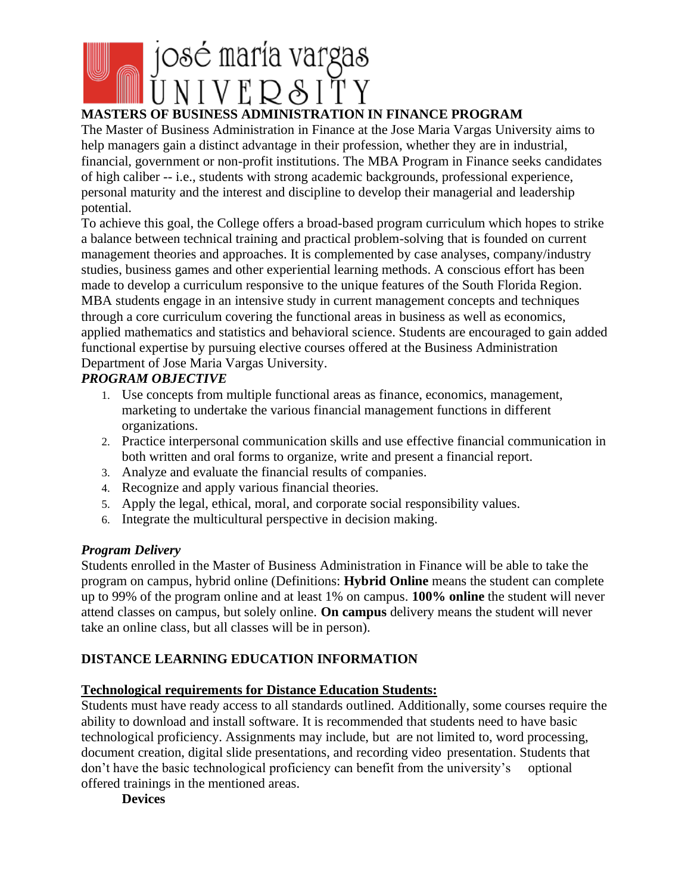# josé maría vargas UNIVERSITY

## MASTERS OF BUSINESS ADMINISTRATION IN FINANCE PROGRAM

The Master of Business Administration in Finance at the Jose Maria Vargas University aims to help managers gain a distinct advantage in their profession, whether they are in industrial, financial, government or non-profit institutions. The MBA Program in Finance seeks candidates of high caliber -- i.e., students with strong academic backgrounds, professional experience, personal maturity and the interest and discipline to develop their managerial and leadership potential.

To achieve this goal, the College offers a broad-based program curriculum which hopes to strike a balance between technical training and practical problem-solving that is founded on current management theories and approaches. It is complemented by case analyses, company/industry studies, business games and other experiential learning methods. A conscious effort has been made to develop a curriculum responsive to the unique features of the South Florida Region. MBA students engage in an intensive study in current management concepts and techniques through a core curriculum covering the functional areas in business as well as economics, applied mathematics and statistics and behavioral science. Students are encouraged to gain added functional expertise by pursuing elective courses offered at the Business Administration Department of Jose Maria Vargas University.

### *PROGRAM OBJECTIVE*

1. Use concepts from multiple functional areas as finance, economics, management, marketing to undertake the various financial management functions in different organizations.
2. Practice interpersonal communication skills and use effective financial communication in both written and oral forms to organize, write and present a financial report.
3. Analyze and evaluate the financial results of companies.
4. Recognize and apply various financial theories.
5. Apply the legal, ethical, moral, and corporate social responsibility values.
6. Integrate the multicultural perspective in decision making.

### *Program Delivery*

Students enrolled in the Master of Business Administration in Finance will be able to take the program on campus, hybrid online (Definitions: **Hybrid Online** means the student can complete up to 99% of the program online and at least 1% on campus. **100% online** the student will never attend classes on campus, but solely online. **On campus** delivery means the student will never take an online class, but all classes will be in person).

## DISTANCE LEARNING EDUCATION INFORMATION

**Technological requirements for Distance Education Students:**

Students must have ready access to all standards outlined. Additionally, some courses require the ability to download and install software. It is recommended that students need to have basic technological proficiency. Assignments may include, but are not limited to, word processing, document creation, digital slide presentations, and recording video presentation. Students that don't have the basic technological proficiency can benefit from the university's optional offered trainings in the mentioned areas.

**Devices**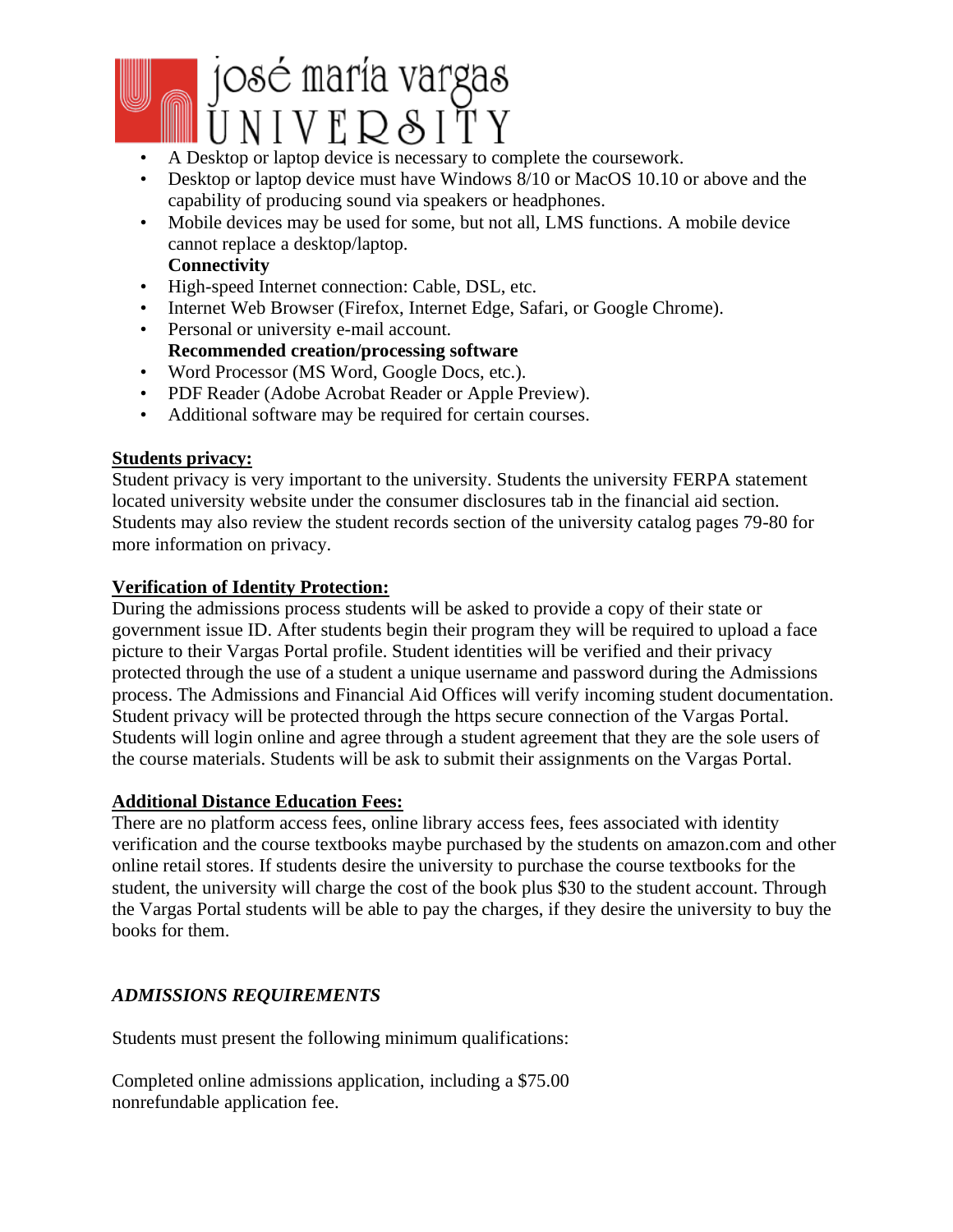- A Desktop or laptop device is necessary to complete the coursework.
- Desktop or laptop device must have Windows 8/10 or MacOS 10.10 or above and the capability of producing sound via speakers or headphones.
- Mobile devices may be used for some, but not all, LMS functions. A mobile device cannot replace a desktop/laptop.

**Connectivity**

- High-speed Internet connection: Cable, DSL, etc.
- Internet Web Browser (Firefox, Internet Edge, Safari, or Google Chrome).
- Personal or university e-mail account.

**Recommended creation/processing software**

- Word Processor (MS Word, Google Docs, etc.).
- PDF Reader (Adobe Acrobat Reader or Apple Preview).
- Additional software may be required for certain courses.

**<u>Students privacy:</u>**

Student privacy is very important to the university. Students the university FERPA statement located university website under the consumer disclosures tab in the financial aid section. Students may also review the student records section of the university catalog pages 79-80 for more information on privacy.

**<u>Verification of Identity Protection:</u>**

During the admissions process students will be asked to provide a copy of their state or government issue ID. After students begin their program they will be required to upload a face picture to their Vargas Portal profile. Student identities will be verified and their privacy protected through the use of a student a unique username and password during the Admissions process. The Admissions and Financial Aid Offices will verify incoming student documentation. Student privacy will be protected through the https secure connection of the Vargas Portal. Students will login online and agree through a student agreement that they are the sole users of the course materials. Students will be ask to submit their assignments on the Vargas Portal.

**<u>Additional Distance Education Fees:</u>**

There are no platform access fees, online library access fees, fees associated with identity verification and the course textbooks maybe purchased by the students on amazon.com and other online retail stores. If students desire the university to purchase the course textbooks for the student, the university will charge the cost of the book plus $30 to the student account. Through the Vargas Portal students will be able to pay the charges, if they desire the university to buy the books for them.

## *ADMISSIONS REQUIREMENTS*

Students must present the following minimum qualifications:

Completed online admissions application, including a $75.00 nonrefundable application fee.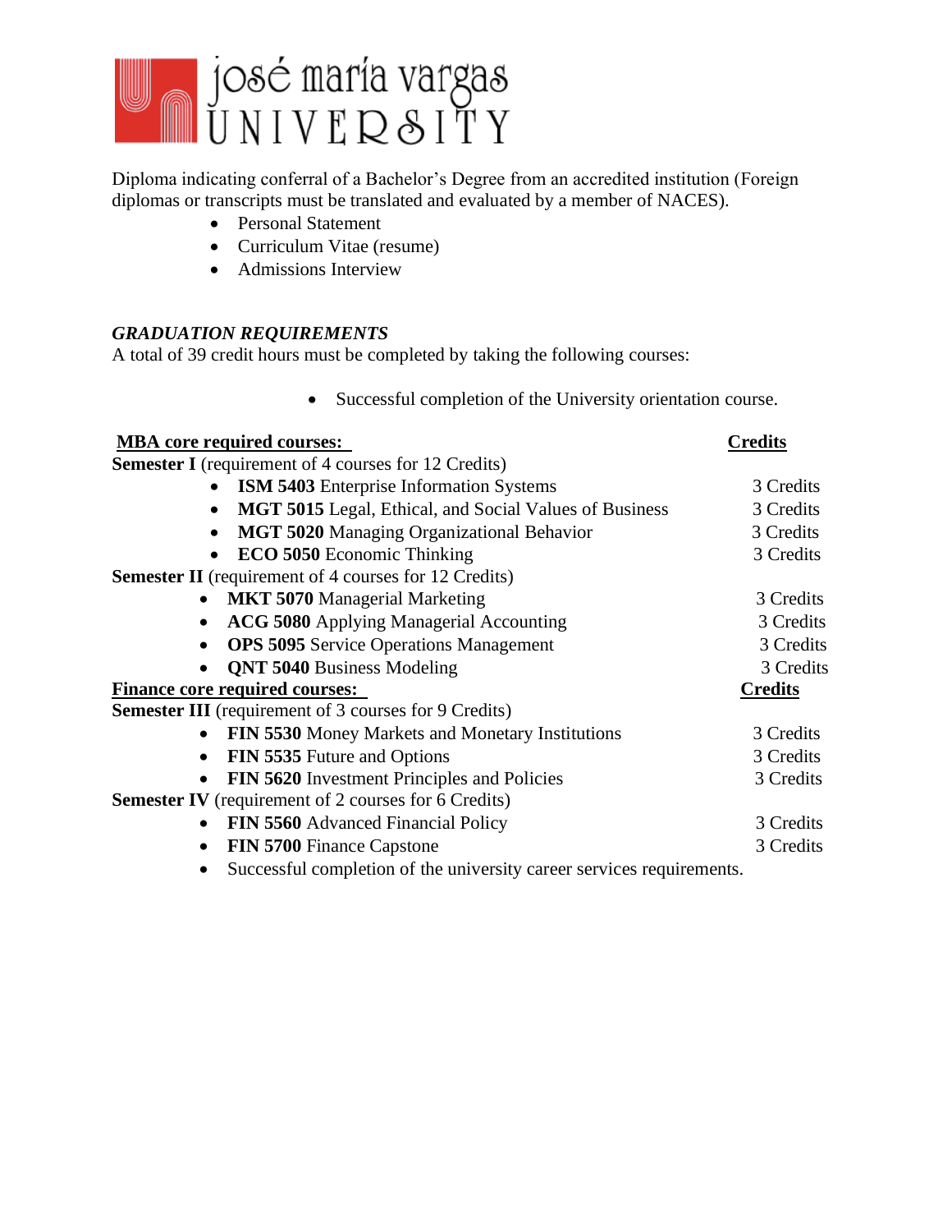Diploma indicating conferral of a Bachelor's Degree from an accredited institution (Foreign diplomas or transcripts must be translated and evaluated by a member of NACES).

- Personal Statement
- Curriculum Vitae (resume)
- Admissions Interview

### *GRADUATION REQUIREMENTS*

A total of 39 credit hours must be completed by taking the following courses:

- Successful completion of the University orientation course.

| **MBA core required courses:** | **Credits** |
|---|---|
| **Semester I** (requirement of 4 courses for 12 Credits) | |
| • **ISM 5403** Enterprise Information Systems | 3 Credits |
| • **MGT 5015** Legal, Ethical, and Social Values of Business | 3 Credits |
| • **MGT 5020** Managing Organizational Behavior | 3 Credits |
| • **ECO 5050** Economic Thinking | 3 Credits |
| **Semester II** (requirement of 4 courses for 12 Credits) | |
| • **MKT 5070** Managerial Marketing | 3 Credits |
| • **ACG 5080** Applying Managerial Accounting | 3 Credits |
| • **OPS 5095** Service Operations Management | 3 Credits |
| • **QNT 5040** Business Modeling | 3 Credits |
| **Finance core required courses:** | **Credits** |
| **Semester III** (requirement of 3 courses for 9 Credits) | |
| • **FIN 5530** Money Markets and Monetary Institutions | 3 Credits |
| • **FIN 5535** Future and Options | 3 Credits |
| • **FIN 5620** Investment Principles and Policies | 3 Credits |
| **Semester IV** (requirement of 2 courses for 6 Credits) | |
| • **FIN 5560** Advanced Financial Policy | 3 Credits |
| • **FIN 5700** Finance Capstone | 3 Credits |

- Successful completion of the university career services requirements.